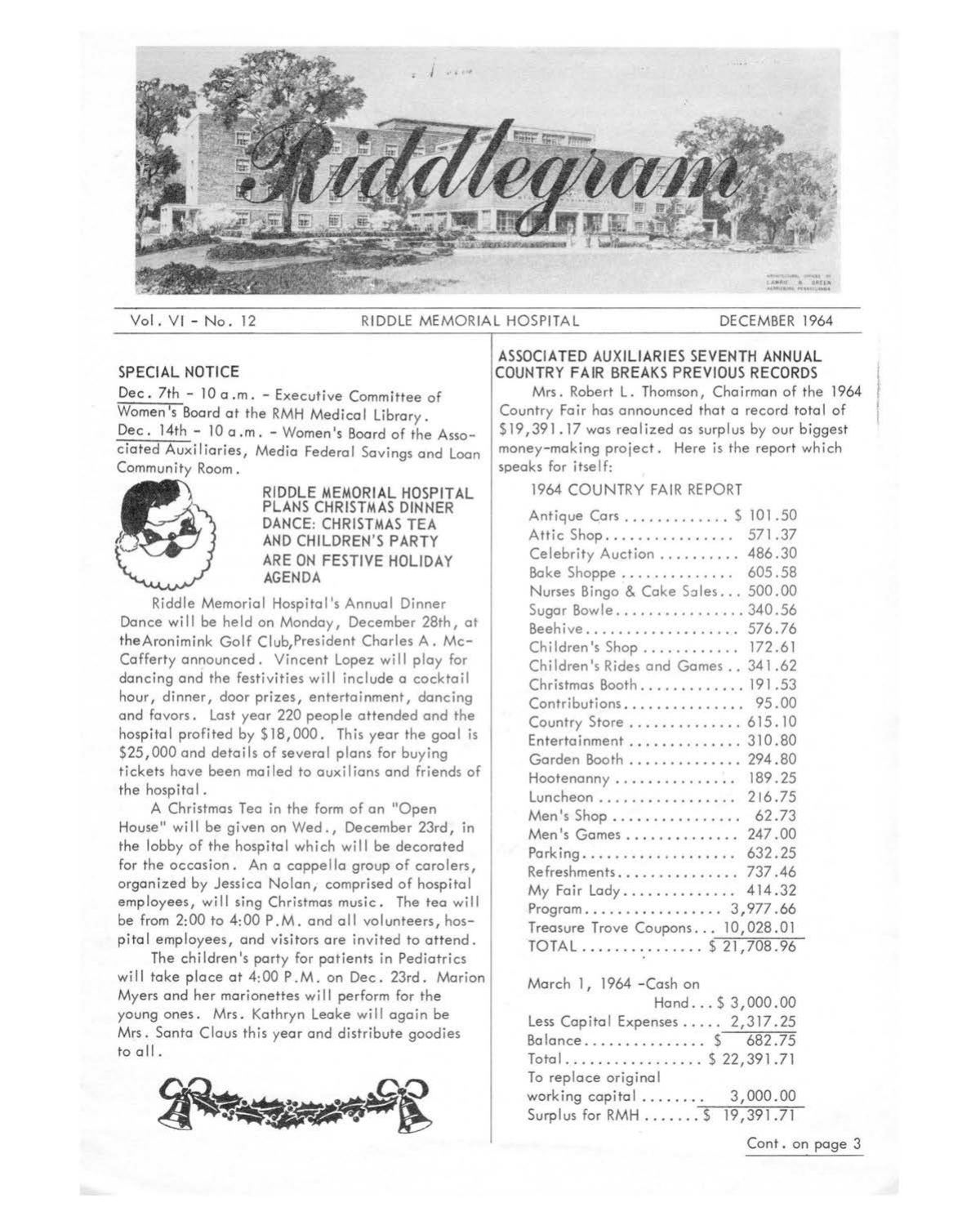# Riddlegram

Vol. VI - No. 12 — RIDDLE MEMORIAL HOSPITAL — DECEMBER 1964

## SPECIAL NOTICE

Dec. 7th - 10 a.m. - Executive Committee of Women's Board at the RMH Medical Library.
Dec. 14th - 10 a.m. - Women's Board of the Associated Auxiliaries, Media Federal Savings and Loan Community Room.

### RIDDLE MEMORIAL HOSPITAL PLANS CHRISTMAS DINNER DANCE: CHRISTMAS TEA AND CHILDREN'S PARTY ARE ON FESTIVE HOLIDAY AGENDA

Riddle Memorial Hospital's Annual Dinner Dance will be held on Monday, December 28th, at the Aronimink Golf Club, President Charles A. McCafferty announced. Vincent Lopez will play for dancing and the festivities will include a cocktail hour, dinner, door prizes, entertainment, dancing and favors. Last year 220 people attended and the hospital profited by $18,000. This year the goal is $25,000 and details of several plans for buying tickets have been mailed to auxilians and friends of the hospital.

A Christmas Tea in the form of an "Open House" will be given on Wed., December 23rd, in the lobby of the hospital which will be decorated for the occasion. An a cappella group of carolers, organized by Jessica Nolan, comprised of hospital employees, will sing Christmas music. The tea will be from 2:00 to 4:00 P.M. and all volunteers, hospital employees, and visitors are invited to attend.

The children's party for patients in Pediatrics will take place at 4:00 P.M. on Dec. 23rd. Marion Myers and her marionettes will perform for the young ones. Mrs. Kathryn Leake will again be Mrs. Santa Claus this year and distribute goodies to all.

## ASSOCIATED AUXILIARIES SEVENTH ANNUAL COUNTRY FAIR BREAKS PREVIOUS RECORDS

Mrs. Robert L. Thomson, Chairman of the 1964 Country Fair has announced that a record total of $19,391.17 was realized as surplus by our biggest money-making project. Here is the report which speaks for itself:

### 1964 COUNTRY FAIR REPORT

| Item | Amount |
|---|---|
| Antique Cars | $ 101.50 |
| Attic Shop | 571.37 |
| Celebrity Auction | 486.30 |
| Bake Shoppe | 605.58 |
| Nurses Bingo & Cake Sales | 500.00 |
| Sugar Bowle | 340.56 |
| Beehive | 576.76 |
| Children's Shop | 172.61 |
| Children's Rides and Games | 341.62 |
| Christmas Booth | 191.53 |
| Contributions | 95.00 |
| Country Store | 615.10 |
| Entertainment | 310.80 |
| Garden Booth | 294.80 |
| Hootenanny | 189.25 |
| Luncheon | 216.75 |
| Men's Shop | 62.73 |
| Men's Games | 247.00 |
| Parking | 632.25 |
| Refreshments | 737.46 |
| My Fair Lady | 414.32 |
| Program | 3,977.66 |
| Treasure Trove Coupons | 10,028.01 |
| TOTAL | $ 21,708.96 |

| Item | Amount |
|---|---|
| March 1, 1964 - Cash on Hand | $ 3,000.00 |
| Less Capital Expenses | 2,317.25 |
| Balance | $ 682.75 |
| Total | $ 22,391.71 |
| To replace original working capital | 3,000.00 |
| Surplus for RMH | $ 19,391.71 |

Cont. on page 3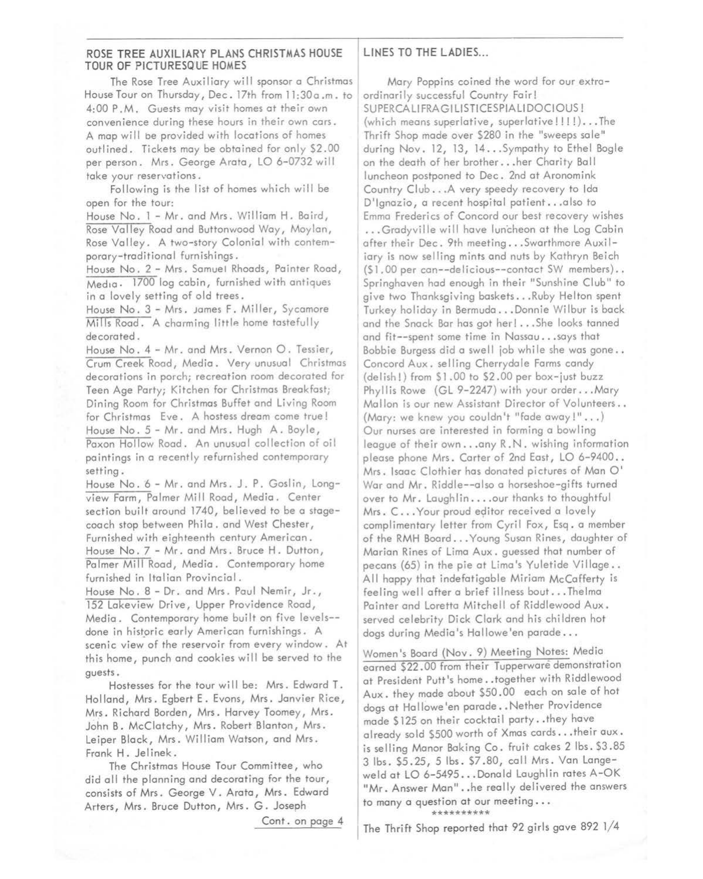## ROSE TREE AUXILIARY PLANS CHRISTMAS HOUSE TOUR OF PICTURESQUE HOMES

The Rose Tree Auxiliary will sponsor a Christmas House Tour on Thursday, Dec. 17th from 11:30 a.m. to 4:00 P.M. Guests may visit homes at their own convenience during these hours in their own cars. A map will be provided with locations of homes outlined. Tickets may be obtained for only $2.00 per person. Mrs. George Arata, LO 6-0732 will take your reservations.

Following is the list of homes which will be open for the tour:

House No. 1 - Mr. and Mrs. William H. Baird, Rose Valley Road and Buttonwood Way, Moylan, Rose Valley. A two-story Colonial with contemporary-traditional furnishings.

House No. 2 - Mrs. Samuel Rhoads, Painter Road, Media. 1700 log cabin, furnished with antiques in a lovely setting of old trees.

House No. 3 - Mrs. James F. Miller, Sycamore Mills Road. A charming little home tastefully decorated.

House No. 4 - Mr. and Mrs. Vernon O. Tessier, Crum Creek Road, Media. Very unusual Christmas decorations in porch; recreation room decorated for Teen Age Party; Kitchen for Christmas Breakfast; Dining Room for Christmas Buffet and Living Room for Christmas Eve. A hostess dream come true!

House No. 5 - Mr. and Mrs. Hugh A. Boyle, Paxon Hollow Road. An unusual collection of oil paintings in a recently refurnished contemporary setting.

House No. 6 - Mr. and Mrs. J. P. Goslin, Longview Farm, Palmer Mill Road, Media. Center section built around 1740, believed to be a stagecoach stop between Phila. and West Chester, Furnished with eighteenth century American.

House No. 7 - Mr. and Mrs. Bruce H. Dutton, Palmer Mill Road, Media. Contemporary home furnished in Italian Provincial.

House No. 8 - Dr. and Mrs. Paul Nemir, Jr., 152 Lakeview Drive, Upper Providence Road, Media. Contemporary home built on five levels--done in historic early American furnishings. A scenic view of the reservoir from every window. At this home, punch and cookies will be served to the guests.

Hostesses for the tour will be: Mrs. Edward T. Holland, Mrs. Egbert E. Evons, Mrs. Janvier Rice, Mrs. Richard Borden, Mrs. Harvey Toomey, Mrs. John B. McClatchy, Mrs. Robert Blanton, Mrs. Leiper Black, Mrs. William Watson, and Mrs. Frank H. Jelinek.

The Christmas House Tour Committee, who did all the planning and decorating for the tour, consists of Mrs. George V. Arata, Mrs. Edward Arters, Mrs. Bruce Dutton, Mrs. G. Joseph

Cont. on page 4

## LINES TO THE LADIES...

Mary Poppins coined the word for our extraordinarily successful Country Fair! SUPERCALIFRAGILISTICESPIALIDOCIOUS! (which means superlative, superlative!!!!)...The Thrift Shop made over $280 in the "sweeps sale" during Nov. 12, 13, 14...Sympathy to Ethel Bogle on the death of her brother...her Charity Ball luncheon postponed to Dec. 2nd at Aronomink Country Club...A very speedy recovery to Ida D'Ignazio, a recent hospital patient...also to Emma Frederics of Concord our best recovery wishes ...Gradyville will have luncheon at the Log Cabin after their Dec. 9th meeting...Swarthmore Auxiliary is now selling mints and nuts by Kathryn Beich ($1.00 per can--delicious--contact SW members).. Springhaven had enough in their "Sunshine Club" to give two Thanksgiving baskets...Ruby Helton spent Turkey holiday in Bermuda...Donnie Wilbur is back and the Snack Bar has got her!...She looks tanned and fit--spent some time in Nassau...says that Bobbie Burgess did a swell job while she was gone.. Concord Aux. selling Cherrydale Farms candy (delish!) from $1.00 to $2.00 per box-just buzz Phyllis Rowe (GL 9-2247) with your order...Mary Mallon is our new Assistant Director of Volunteers.. (Mary: we knew you couldn't "fade away!"...) Our nurses are interested in forming a bowling league of their own...any R.N. wishing information please phone Mrs. Carter of 2nd East, LO 6-9400.. Mrs. Isaac Clothier has donated pictures of Man O' War and Mr. Riddle--also a horseshoe-gifts turned over to Mr. Laughlin....our thanks to thoughtful Mrs. C...Your proud editor received a lovely complimentary letter from Cyril Fox, Esq. a member of the RMH Board...Young Susan Rines, daughter of Marian Rines of Lima Aux. guessed that number of pecans (65) in the pie at Lima's Yuletide Village.. All happy that indefatigable Miriam McCafferty is feeling well after a brief illness bout...Thelma Painter and Loretta Mitchell of Riddlewood Aux. served celebrity Dick Clark and his children hot dogs during Media's Hallowe'en parade...

Women's Board (Nov. 9) Meeting Notes: Media earned $22.00 from their Tupperware demonstration at President Putt's home..together with Riddlewood Aux. they made about $50.00 each on sale of hot dogs at Hallowe'en parade..Nether Providence made $125 on their cocktail party..they have already sold $500 worth of Xmas cards...their aux. is selling Manor Baking Co. fruit cakes 2 lbs. $3.85 3 lbs. $5.25, 5 lbs. $7.80, call Mrs. Van Langeweld at LO 6-5495...Donald Laughlin rates A-OK "Mr. Answer Man"..he really delivered the answers to many a question at our meeting...

**********

The Thrift Shop reported that 92 girls gave 892 1/4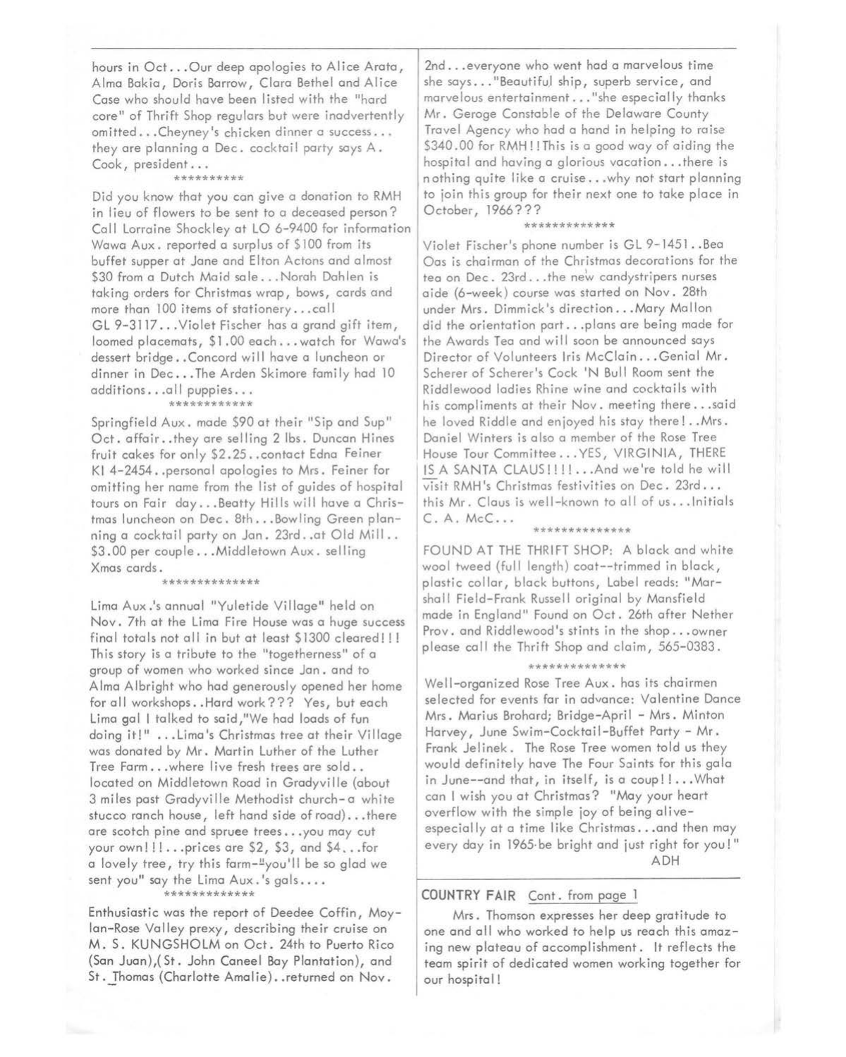hours in Oct...Our deep apologies to Alice Arata, Alma Bakia, Doris Barrow, Clara Bethel and Alice Case who should have been listed with the "hard core" of Thrift Shop regulars but were inadvertently omitted...Cheyney's chicken dinner a success... they are planning a Dec. cocktail party says A. Cook, president...

**********

Did you know that you can give a donation to RMH in lieu of flowers to be sent to a deceased person? Call Lorraine Shockley at LO 6-9400 for information Wawa Aux. reported a surplus of $100 from its buffet supper at Jane and Elton Actons and almost $30 from a Dutch Maid sale...Norah Dahlen is taking orders for Christmas wrap, bows, cards and more than 100 items of stationery...call GL 9-3117...Violet Fischer has a grand gift item, loomed placemats, $1.00 each...watch for Wawa's dessert bridge..Concord will have a luncheon or dinner in Dec...The Arden Skimore family had 10 additions...all puppies...

************

Springfield Aux. made $90 at their "Sip and Sup" Oct. affair..they are selling 2 lbs. Duncan Hines fruit cakes for only $2.25..contact Edna Feiner KI 4-2454..personal apologies to Mrs. Feiner for omitting her name from the list of guides of hospital tours on Fair day...Beatty Hills will have a Christmas luncheon on Dec. 8th...Bowling Green planning a cocktail party on Jan. 23rd..at Old Mill.. $3.00 per couple...Middletown Aux. selling Xmas cards.

**************

Lima Aux.'s annual "Yuletide Village" held on Nov. 7th at the Lima Fire House was a huge success final totals not all in but at least $1300 cleared!!! This story is a tribute to the "togetherness" of a group of women who worked since Jan. and to Alma Albright who had generously opened her home for all workshops..Hard work??? Yes, but each Lima gal I talked to said,"We had loads of fun doing it!" ...Lima's Christmas tree at their Village was donated by Mr. Martin Luther of the Luther Tree Farm...where live fresh trees are sold.. located on Middletown Road in Gradyville (about 3 miles past Gradyville Methodist church- a white stucco ranch house, left hand side of road)...there are scotch pine and spruee trees...you may cut your own!!!...prices are $2, $3, and $4...for a lovely tree, try this farm-"you'll be so glad we sent you" say the Lima Aux.'s gals....

*************

Enthusiastic was the report of Deedee Coffin, Moylan-Rose Valley prexy, describing their cruise on M. S. KUNGSHOLM on Oct. 24th to Puerto Rico (San Juan),(St. John Caneel Bay Plantation), and St. Thomas (Charlotte Amalie)..returned on Nov. 2nd...everyone who went had a marvelous time she says..."Beautiful ship, superb service, and marvelous entertainment..."she especially thanks Mr. Geroge Constable of the Delaware County Travel Agency who had a hand in helping to raise $340.00 for RMH!!This is a good way of aiding the hospital and having a glorious vacation...there is nothing quite like a cruise...why not start planning to join this group for their next one to take place in October, 1966???

*************

Violet Fischer's phone number is GL 9-1451..Bea Oas is chairman of the Christmas decorations for the tea on Dec. 23rd...the new candystripers nurses aide (6-week) course was started on Nov. 28th under Mrs. Dimmick's direction...Mary Mallon did the orientation part...plans are being made for the Awards Tea and will soon be announced says Director of Volunteers Iris McClain...Genial Mr. Scherer of Scherer's Cock 'N Bull Room sent the Riddlewood ladies Rhine wine and cocktails with his compliments at their Nov. meeting there...said he loved Riddle and enjoyed his stay there!..Mrs. Daniel Winters is also a member of the Rose Tree House Tour Committee...YES, VIRGINIA, THERE <u>IS</u> A SANTA CLAUS!!!!...And we're told he will visit RMH's Christmas festivities on Dec. 23rd... this Mr. Claus is well-known to all of us...Initials C. A. McC...

**************

FOUND AT THE THRIFT SHOP: A black and white wool tweed (full length) coat--trimmed in black, plastic collar, black buttons, Label reads: "Marshall Field-Frank Russell original by Mansfield made in England" Found on Oct. 26th after Nether Prov. and Riddlewood's stints in the shop...owner please call the Thrift Shop and claim, 565-0383.

**************

Well-organized Rose Tree Aux. has its chairmen selected for events far in advance: Valentine Dance Mrs. Marius Brohard; Bridge-April - Mrs. Minton Harvey, June Swim-Cocktail-Buffet Party - Mr. Frank Jelinek. The Rose Tree women told us they would definitely have The Four Saints for this gala in June--and that, in itself, is a coup!!...What can I wish you at Christmas? "May your heart overflow with the simple joy of being alive-especially at a time like Christmas...and then may every day in 1965 be bright and just right for you!"

ADH

## COUNTRY FAIR <u>Cont. from page 1</u>

Mrs. Thomson expresses her deep gratitude to one and all who worked to help us reach this amazing new plateau of accomplishment. It reflects the team spirit of dedicated women working together for our hospital!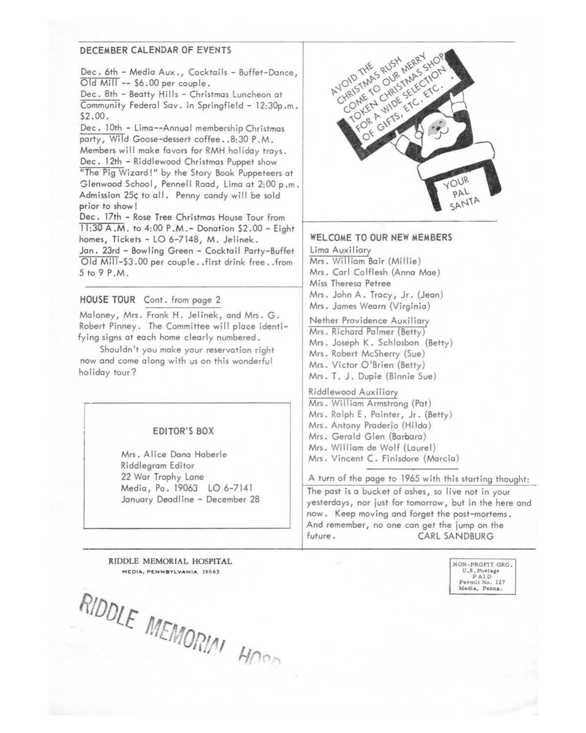## DECEMBER CALENDAR OF EVENTS

Dec. 6th - Media Aux., Cocktails - Buffet-Dance, Old Mill -- $6.00 per couple.

Dec. 8th - Beatty Hills - Christmas Luncheon at Community Federal Sav. in Springfield - 12:30p.m. $2.00.

Dec. 10th - Lima--Annual membership Christmas party, Wild Goose-dessert coffee..8:30 P.M. Members will make favors for RMH holiday trays.

Dec. 12th - Riddlewood Christmas Puppet show "The Pig Wizard!" by the Story Book Puppeteers at Glenwood School, Pennell Road, Lima at 2:00 p.m. Admission 25¢ to all. Penny candy will be sold prior to show!

Dec. 17th - Rose Tree Christmas House Tour from 11:30 A.M. to 4:00 P.M.- Donation $2.00 - Eight homes, Tickets - LO 6-7148, M. Jelinek.

Jan. 23rd - Bowling Green - Cocktail Party-Buffet Old Mill-$3.00 per couple..first drink free..from 5 to 9 P.M.

## HOUSE TOUR Cont. from page 2

Maloney, Mrs. Frank H. Jelinek, and Mrs. G. Robert Pinney. The Committee will place identifying signs at each home clearly numbered.

Shouldn't you make your reservation right now and come along with us on this wonderful holiday tour?

### EDITOR'S BOX

Mrs. Alice Dana Haberle
Riddlegram Editor
22 War Trophy Lane
Media, Pa. 19063 LO 6-7141
January Deadline - December 28

AVOID THE CHRISTMAS RUSH COME TO OUR MERRY TOKEN CHRISTMAS SHOP FOR A WIDE SELECTION OF GIFTS, ETC. ETC.

YOUR PAL SANTA

## WELCOME TO OUR NEW MEMBERS

Lima Auxiliary

Mrs. William Bair (Millie)
Mrs. Carl Colflesh (Anna Mae)
Miss Theresa Petree
Mrs. John A. Tracy, Jr. (Jean)
Mrs. James Wearn (Virginia)

Nether Providence Auxiliary

Mrs. Richard Palmer (Betty)
Mrs. Joseph K. Schlosbon (Betty)
Mrs. Robert McSherry (Sue)
Mrs. Victor O'Brien (Betty)
Mrs. T. J. Dupie (Binnie Sue)

Riddlewood Auxiliary

Mrs. William Armstrong (Pat)
Mrs. Ralph E. Painter, Jr. (Betty)
Mrs. Antony Praderio (Hilda)
Mrs. Gerald Glen (Barbara)
Mrs. William de Wolf (Laurel)
Mrs. Vincent C. Finisdore (Marcia)

A turn of the page to 1965 with this starting thought:

The past is a bucket of ashes, so live not in your yesterdays, nor just for tomorrow, but in the here and now. Keep moving and forget the post-mortems. And remember, no one can get the jump on the future. CARL SANDBURG

RIDDLE MEMORIAL HOSPITAL
MEDIA, PENNSYLVANIA 19063

NON-PROFIT ORG.
U.S. Postage
PAID
Permit No. 127
Media, Penna.

RIDDLE MEMORIAL HOSP